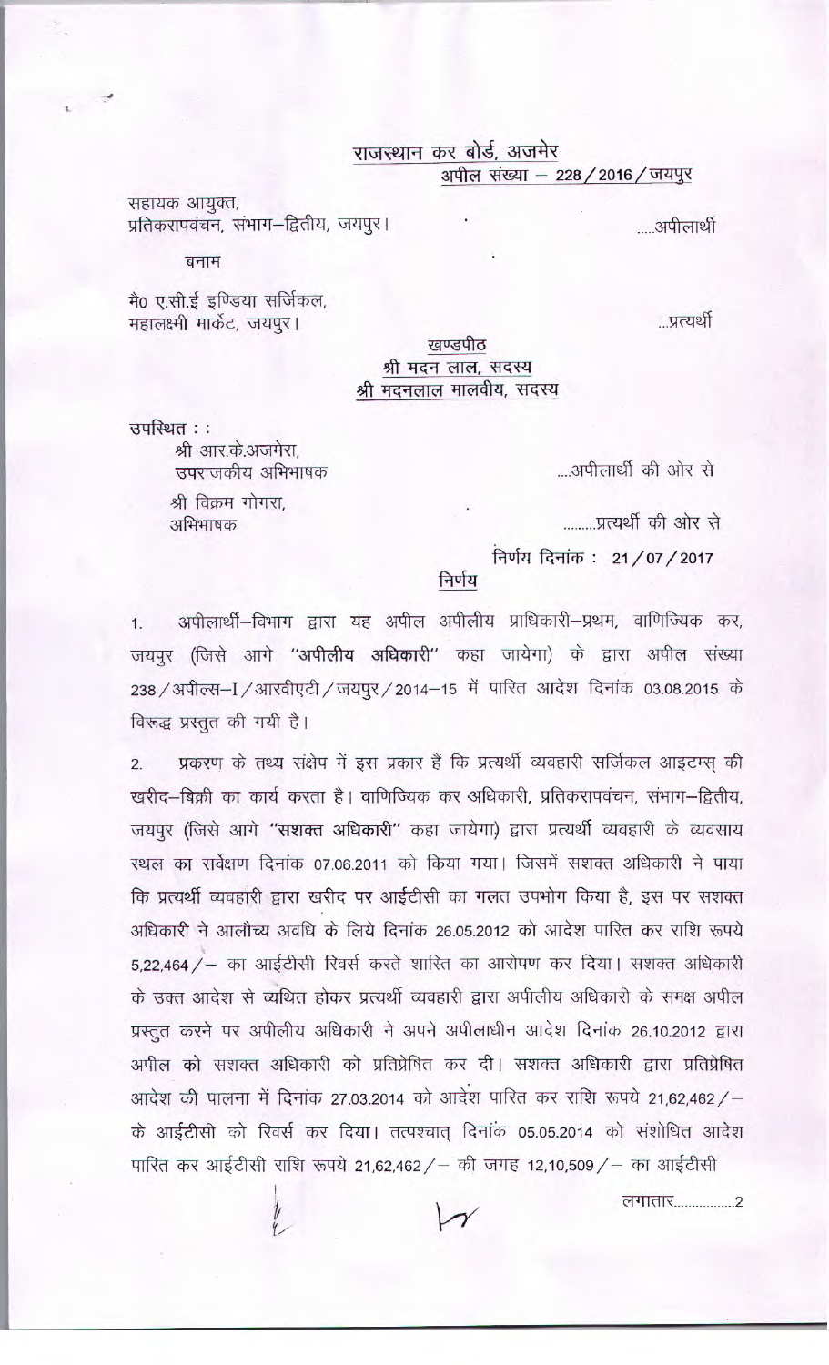**राजस्थान कर बोर्ड, अजमेर**
**अपील संख्या – 228/2016/जयपुर**

सहायक आयुक्त,
प्रतिकरापवंचन, संभाग–द्वितीय, जयपुर। .....अपीलार्थी

बनाम

मै0 ए.सी.ई इण्डिया सर्जिकल,
महालक्ष्मी मार्केट, जयपुर। ...प्रत्यर्थी

**खण्डपीठ**
**श्री मदन लाल, सदस्य**
**श्री मदनलाल मालवीय, सदस्य**

उपस्थित : :

श्री आर.के.अजमेरा,
उपराजकीय अभिभाषक ....अपीलार्थी की ओर से

श्री विक्रम गोगरा,
अभिभाषक .........प्रत्यर्थी की ओर से

निर्णय दिनांक : 21/07/2017

**निर्णय**

1. अपीलार्थी–विभाग द्वारा यह अपील अपीलीय प्राधिकारी–प्रथम, वाणिज्यिक कर, जयपुर (जिसे आगे **"अपीलीय अधिकारी"** कहा जायेगा) के द्वारा अपील संख्या 238/अपील्स–I/आरवीएटी/जयपुर/2014–15 में पारित आदेश दिनांक 03.08.2015 के विरूद्ध प्रस्तुत की गयी है।

2. प्रकरण के तथ्य संक्षेप में इस प्रकार हैं कि प्रत्यर्थी व्यवहारी सर्जिकल आइटम्स् की खरीद–बिक्री का कार्य करता है। वाणिज्यिक कर अधिकारी, प्रतिकरापवंचन, संभाग–द्वितीय, जयपुर (जिसे आगे **"सशक्त अधिकारी"** कहा जायेगा) द्वारा प्रत्यर्थी व्यवहारी के व्यवसाय स्थल का सर्वेक्षण दिनांक 07.06.2011 को किया गया। जिसमें सशक्त अधिकारी ने पाया कि प्रत्यर्थी व्यवहारी द्वारा खरीद पर आईटीसी का गलत उपभोग किया है, इस पर सशक्त अधिकारी ने आलौच्य अवधि के लिये दिनांक 26.05.2012 को आदेश पारित कर राशि रूपये 5,22,464/– का आईटीसी रिवर्स करते शास्ति का आरोपण कर दिया। सशक्त अधिकारी के उक्त आदेश से व्यथित होकर प्रत्यर्थी व्यवहारी द्वारा अपीलीय अधिकारी के समक्ष अपील प्रस्तुत करने पर अपीलीय अधिकारी ने अपने अपीलाधीन आदेश दिनांक 26.10.2012 द्वारा अपील को सशक्त अधिकारी को प्रतिप्रेषित कर दी। सशक्त अधिकारी द्वारा प्रतिप्रेषित आदेश की पालना में दिनांक 27.03.2014 को आदेश पारित कर राशि रूपये 21,62,462/– के आईटीसी को रिवर्स कर दिया। तत्पश्चात् दिनांक 05.05.2014 को संशोधित आदेश पारित कर आईटीसी राशि रूपये 21,62,462/– की जगह 12,10,509/– का आईटीसी

लगातार.................2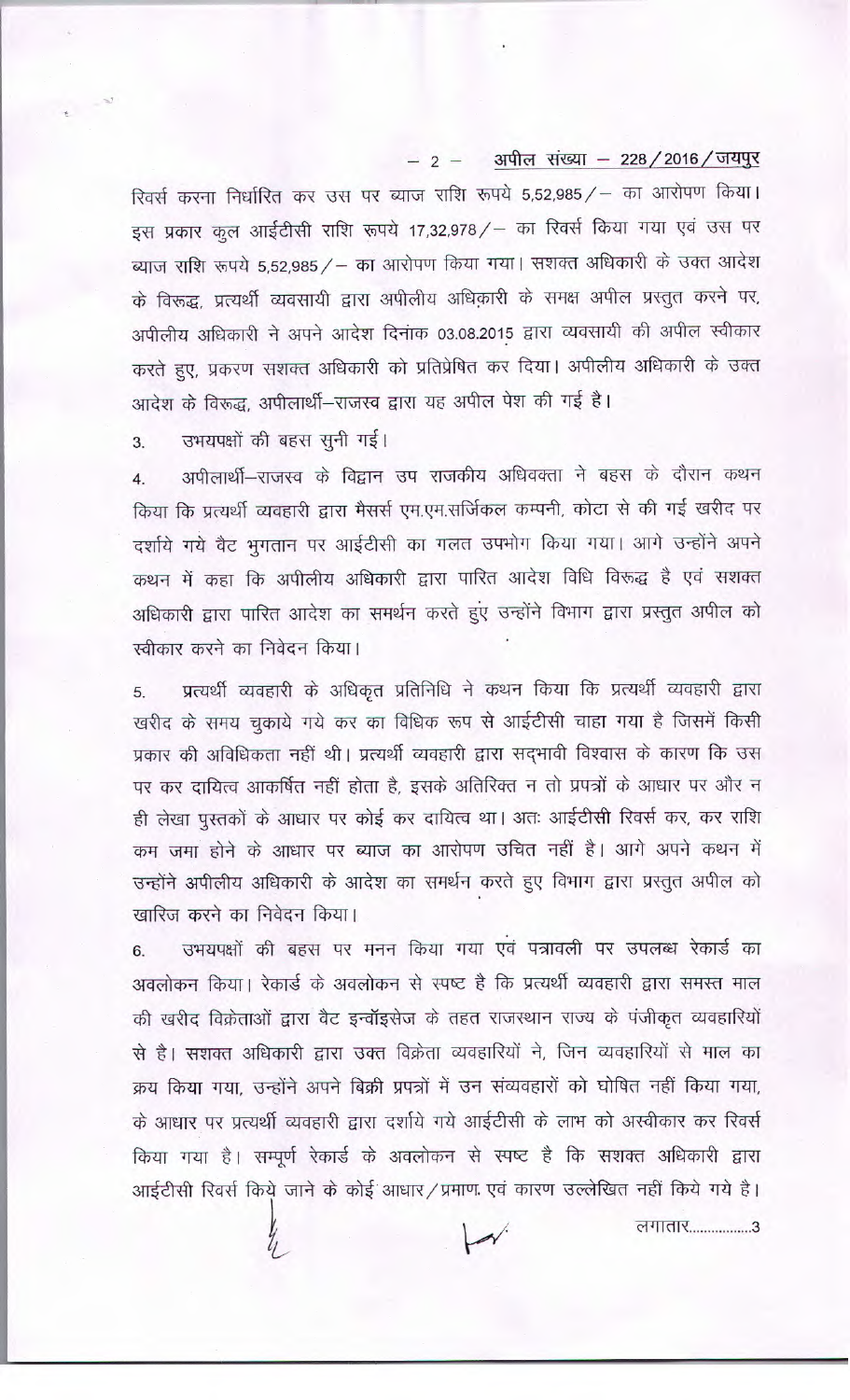रिवर्स करना निर्धारित कर उस पर ब्याज राशि रूपये 5,52,985/– का आरोपण किया। इस प्रकार कुल आईटीसी राशि रूपये 17,32,978/– का रिवर्स किया गया एवं उस पर ब्याज राशि रूपये 5,52,985/– का आरोपण किया गया। सशक्त अधिकारी के उक्त आदेश के विरूद्ध, प्रत्यर्थी व्यवसायी द्वारा अपीलीय अधिकारी के समक्ष अपील प्रस्तुत करने पर, अपीलीय अधिकारी ने अपने आदेश दिनांक 03.08.2015 द्वारा व्यवसायी की अपील स्वीकार करते हुए, प्रकरण सशक्त अधिकारी को प्रतिप्रेषित कर दिया। अपीलीय अधिकारी के उक्त आदेश के विरूद्ध, अपीलार्थी–राजस्व द्वारा यह अपील पेश की गई है।

3. उभयपक्षों की बहस सुनी गई।

4. अपीलार्थी–राजस्व के विद्वान उप राजकीय अधिवक्ता ने बहस के दौरान कथन किया कि प्रत्यर्थी व्यवहारी द्वारा मैसर्स एम.एम.सर्जिकल कम्पनी, कोटा से की गई खरीद पर दर्शाये गये वैट भुगतान पर आईटीसी का गलत उपभोग किया गया। आगे उन्होंने अपने कथन में कहा कि अपीलीय अधिकारी द्वारा पारित आदेश विधि विरूद्ध है एवं सशक्त अधिकारी द्वारा पारित आदेश का समर्थन करते हुए उन्होंने विभाग द्वारा प्रस्तुत अपील को स्वीकार करने का निवेदन किया।

5. प्रत्यर्थी व्यवहारी के अधिकृत प्रतिनिधि ने कथन किया कि प्रत्यर्थी व्यवहारी द्वारा खरीद के समय चुकाये गये कर का विधिक रूप से आईटीसी चाहा गया है जिसमें किसी प्रकार की अविधिकता नहीं थी। प्रत्यर्थी व्यवहारी द्वारा सद्भावी विश्वास के कारण कि उस पर कर दायित्व आकर्षित नहीं होता है, इसके अतिरिक्त न तो प्रपत्रों के आधार पर और न ही लेखा पुस्तकों के आधार पर कोई कर दायित्व था। अतः आईटीसी रिवर्स कर, कर राशि कम जमा होने के आधार पर ब्याज का आरोपण उचित नहीं है। आगे अपने कथन में उन्होंने अपीलीय अधिकारी के आदेश का समर्थन करते हुए विभाग द्वारा प्रस्तुत अपील को खारिज करने का निवेदन किया।

6. उभयपक्षों की बहस पर मनन किया गया एवं पत्रावली पर उपलब्ध रेकार्ड का अवलोकन किया। रेकार्ड के अवलोकन से स्पष्ट है कि प्रत्यर्थी व्यवहारी द्वारा समस्त माल की खरीद विक्रेताओं द्वारा वैट इन्वॉइसेज के तहत राजस्थान राज्य के पंजीकृत व्यवहारियों से है। सशक्त अधिकारी द्वारा उक्त विक्रेता व्यवहारियों ने, जिन व्यवहारियों से माल का क्रय किया गया, उन्होंने अपने बिक्री प्रपत्रों में उन संव्यवहारों को घोषित नहीं किया गया, के आधार पर प्रत्यर्थी व्यवहारी द्वारा दर्शाये गये आईटीसी के लाभ को अस्वीकार कर रिवर्स किया गया है। सम्पूर्ण रेकार्ड के अवलोकन से स्पष्ट है कि सशक्त अधिकारी द्वारा आईटीसी रिवर्स किये जाने के कोई आधार/प्रमाण एवं कारण उल्लेखित नहीं किये गये है।

लगातार................3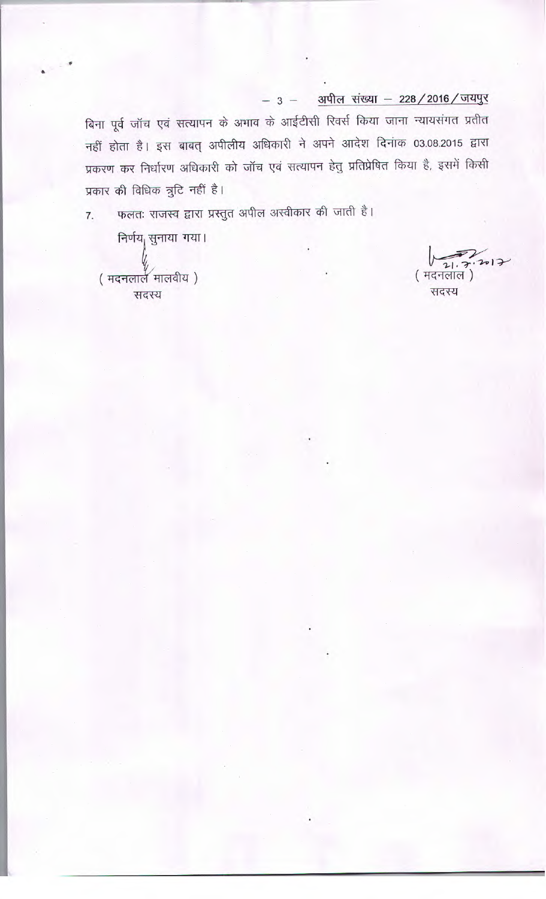बिना पूर्व जॉच एवं सत्यापन के अभाव के आईटीसी रिवर्स किया जाना न्यायसंगत प्रतीत नहीं होता है। इस बाबत् अपीलीय अधिकारी ने अपने आदेश दिनांक 03.08.2015 द्वारा प्रकरण कर निर्धारण अधिकारी को जॉच एवं सत्यापन हेतु प्रतिप्रेषित किया है, इसमें किसी प्रकार की विधिक त्रुटि नहीं है।

7. फलतः राजस्व द्वारा प्रस्तुत अपील अस्वीकार की जाती है।

निर्णय सुनाया गया।

21.7.2017

( मदनलाल मालवीय )
सदस्य

( मदनलाल )
सदस्य